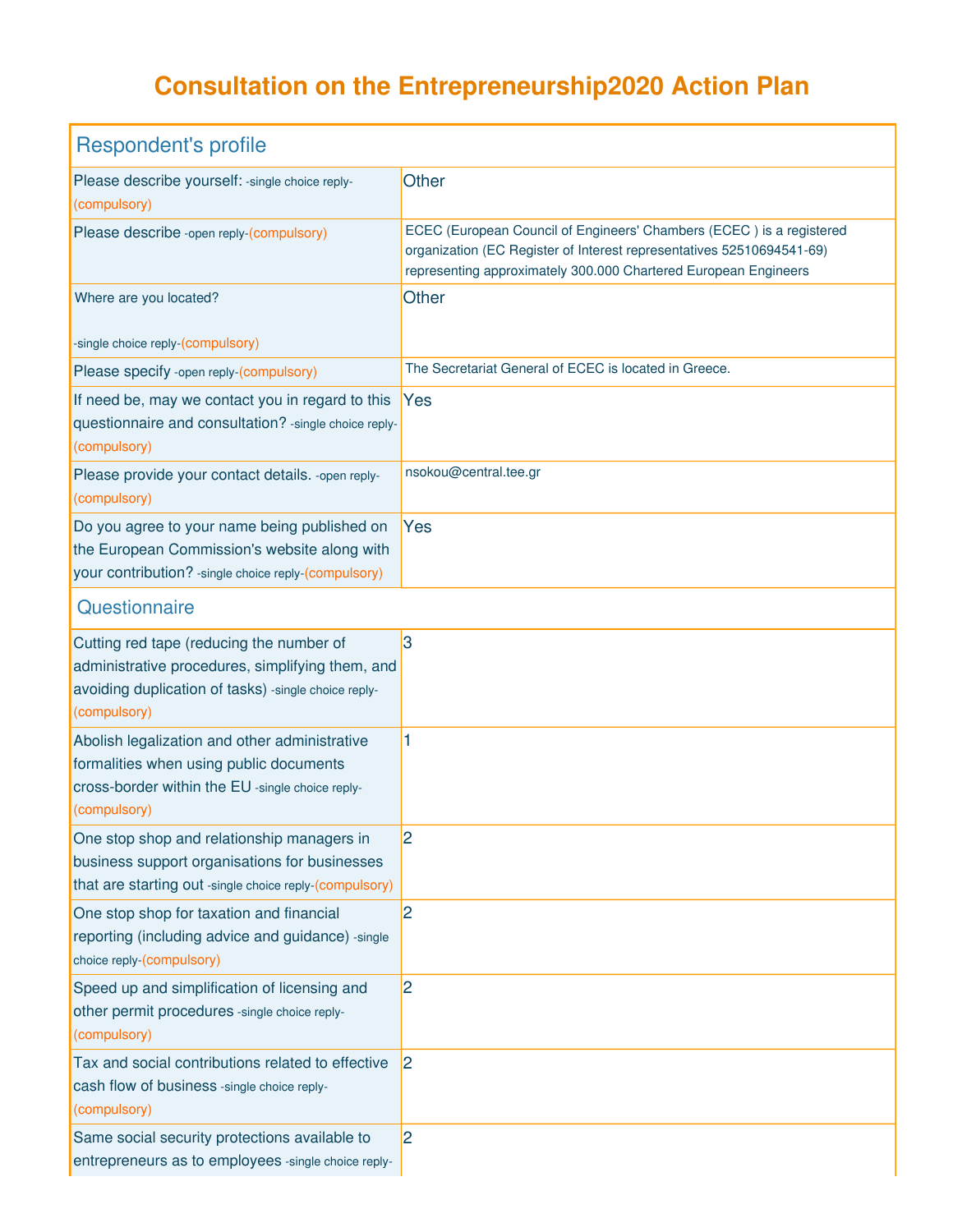# Consultation on the Entrepreneurship2020 Action Plan

## Respondent's profile

| Question | Reply |
|---|---|
| Please describe yourself: -single choice reply-(compulsory) | Other |
| Please describe -open reply-(compulsory) | ECEC (European Council of Engineers' Chambers (ECEC ) is a registered organization (EC Register of Interest representatives 52510694541-69) representing approximately 300.000 Chartered European Engineers |
| Where are you located? -single choice reply-(compulsory) | Other |
| Please specify -open reply-(compulsory) | The Secretariat General of ECEC is located in Greece. |
| If need be, may we contact you in regard to this questionnaire and consultation? -single choice reply-(compulsory) | Yes |
| Please provide your contact details. -open reply-(compulsory) | nsokou@central.tee.gr |
| Do you agree to your name being published on the European Commission's website along with your contribution? -single choice reply-(compulsory) | Yes |

## Questionnaire

| Question | Reply |
|---|---|
| Cutting red tape (reducing the number of administrative procedures, simplifying them, and avoiding duplication of tasks) -single choice reply-(compulsory) | 3 |
| Abolish legalization and other administrative formalities when using public documents cross-border within the EU -single choice reply-(compulsory) | 1 |
| One stop shop and relationship managers in business support organisations for businesses that are starting out -single choice reply-(compulsory) | 2 |
| One stop shop for taxation and financial reporting (including advice and guidance) -single choice reply-(compulsory) | 2 |
| Speed up and simplification of licensing and other permit procedures -single choice reply-(compulsory) | 2 |
| Tax and social contributions related to effective cash flow of business -single choice reply-(compulsory) | 2 |
| Same social security protections available to entrepreneurs as to employees -single choice reply- | 2 |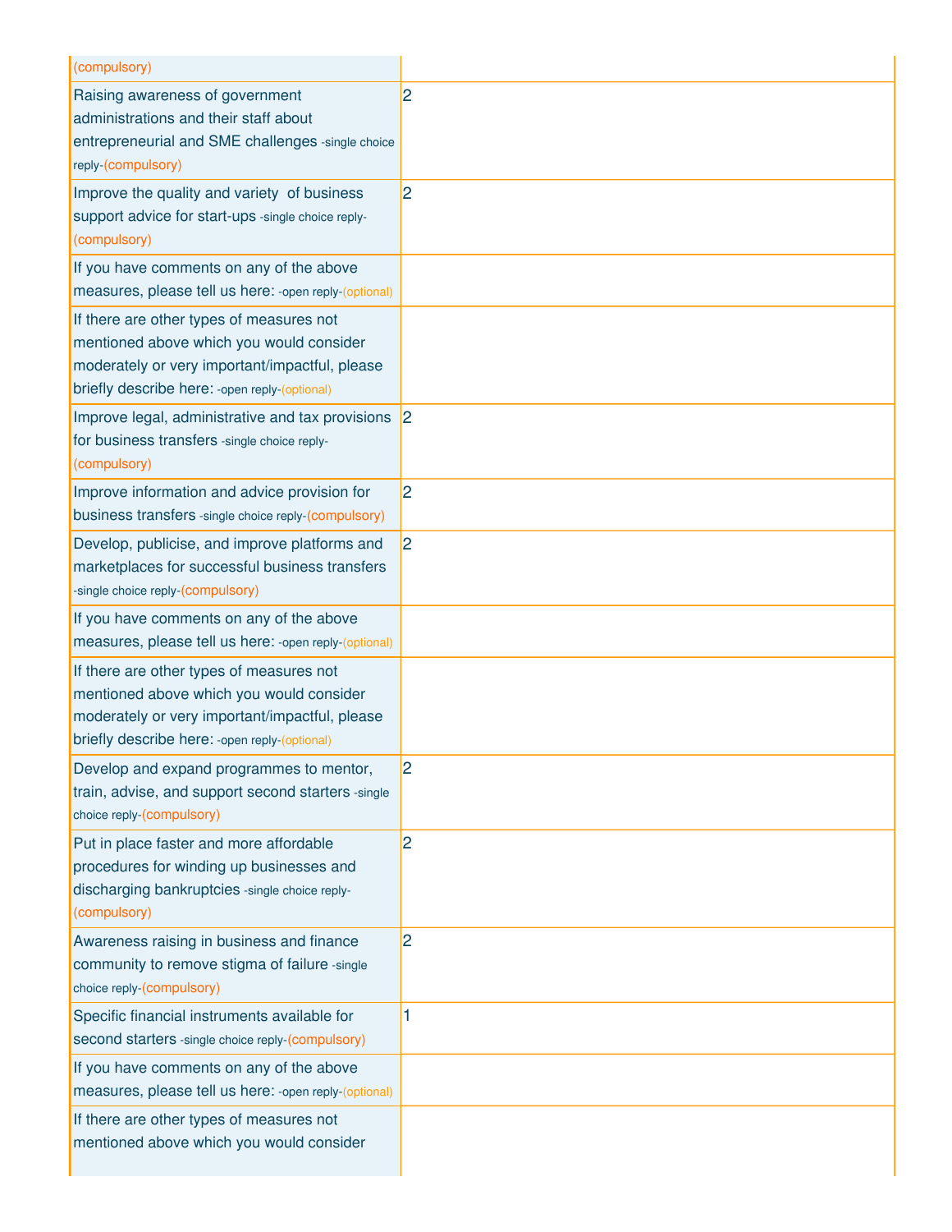| | |
|---|---|
| (compulsory) | |
| Raising awareness of government administrations and their staff about entrepreneurial and SME challenges -single choice reply-(compulsory) | 2 |
| Improve the quality and variety of business support advice for start-ups -single choice reply-(compulsory) | 2 |
| If you have comments on any of the above measures, please tell us here: -open reply-(optional) | |
| If there are other types of measures not mentioned above which you would consider moderately or very important/impactful, please briefly describe here: -open reply-(optional) | |
| Improve legal, administrative and tax provisions for business transfers -single choice reply-(compulsory) | 2 |
| Improve information and advice provision for business transfers -single choice reply-(compulsory) | 2 |
| Develop, publicise, and improve platforms and marketplaces for successful business transfers -single choice reply-(compulsory) | 2 |
| If you have comments on any of the above measures, please tell us here: -open reply-(optional) | |
| If there are other types of measures not mentioned above which you would consider moderately or very important/impactful, please briefly describe here: -open reply-(optional) | |
| Develop and expand programmes to mentor, train, advise, and support second starters -single choice reply-(compulsory) | 2 |
| Put in place faster and more affordable procedures for winding up businesses and discharging bankruptcies -single choice reply-(compulsory) | 2 |
| Awareness raising in business and finance community to remove stigma of failure -single choice reply-(compulsory) | 2 |
| Specific financial instruments available for second starters -single choice reply-(compulsory) | 1 |
| If you have comments on any of the above measures, please tell us here: -open reply-(optional) | |
| If there are other types of measures not mentioned above which you would consider | |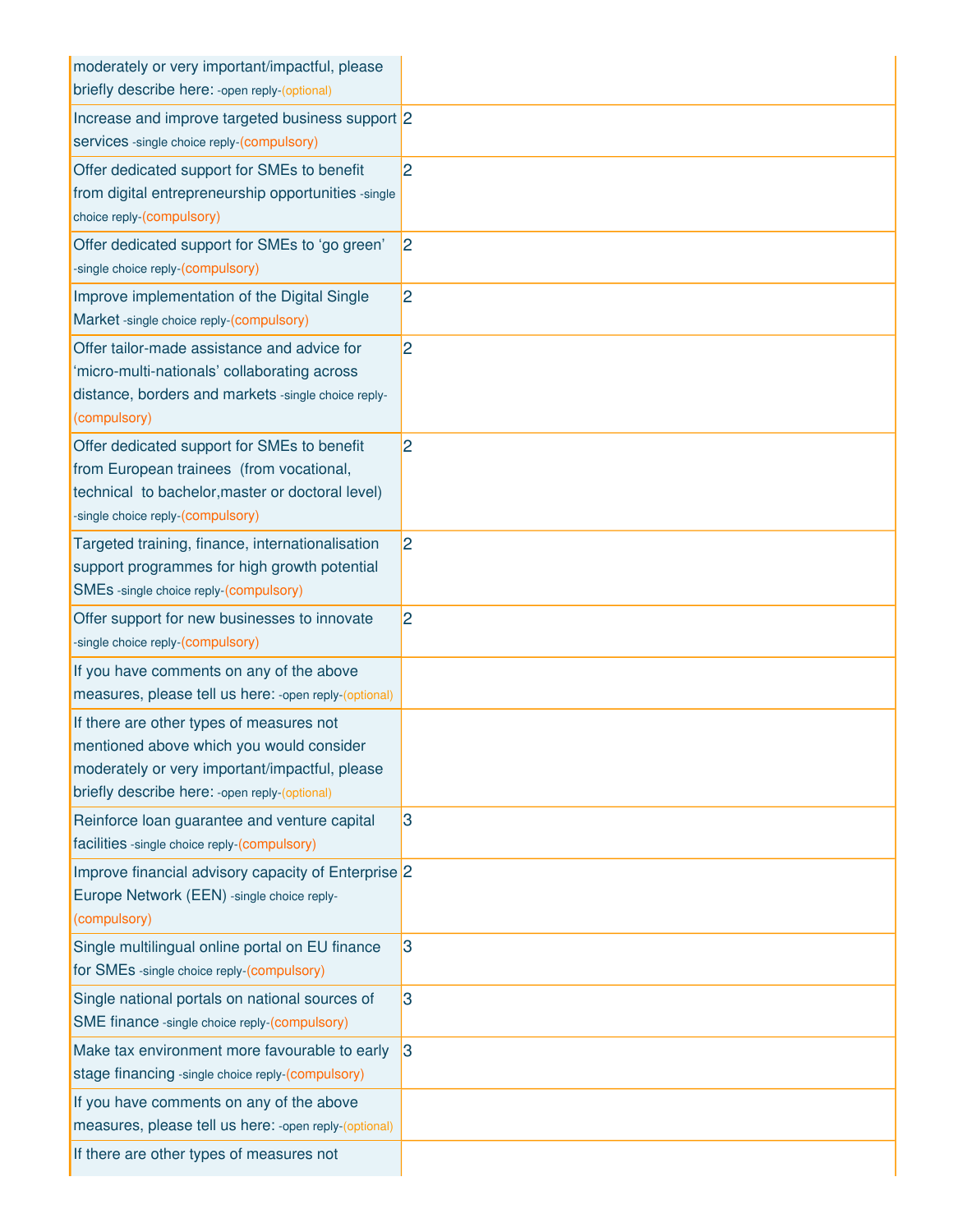| | |
|---|---|
| moderately or very important/impactful, please briefly describe here: -open reply-(optional) | |
| Increase and improve targeted business support services -single choice reply-(compulsory) | 2 |
| Offer dedicated support for SMEs to benefit from digital entrepreneurship opportunities -single choice reply-(compulsory) | 2 |
| Offer dedicated support for SMEs to 'go green' -single choice reply-(compulsory) | 2 |
| Improve implementation of the Digital Single Market -single choice reply-(compulsory) | 2 |
| Offer tailor-made assistance and advice for 'micro-multi-nationals' collaborating across distance, borders and markets -single choice reply-(compulsory) | 2 |
| Offer dedicated support for SMEs to benefit from European trainees (from vocational, technical to bachelor,master or doctoral level) -single choice reply-(compulsory) | 2 |
| Targeted training, finance, internationalisation support programmes for high growth potential SMEs -single choice reply-(compulsory) | 2 |
| Offer support for new businesses to innovate -single choice reply-(compulsory) | 2 |
| If you have comments on any of the above measures, please tell us here: -open reply-(optional) | |
| If there are other types of measures not mentioned above which you would consider moderately or very important/impactful, please briefly describe here: -open reply-(optional) | |
| Reinforce loan guarantee and venture capital facilities -single choice reply-(compulsory) | 3 |
| Improve financial advisory capacity of Enterprise Europe Network (EEN) -single choice reply-(compulsory) | 2 |
| Single multilingual online portal on EU finance for SMEs -single choice reply-(compulsory) | 3 |
| Single national portals on national sources of SME finance -single choice reply-(compulsory) | 3 |
| Make tax environment more favourable to early stage financing -single choice reply-(compulsory) | 3 |
| If you have comments on any of the above measures, please tell us here: -open reply-(optional) | |
| If there are other types of measures not | |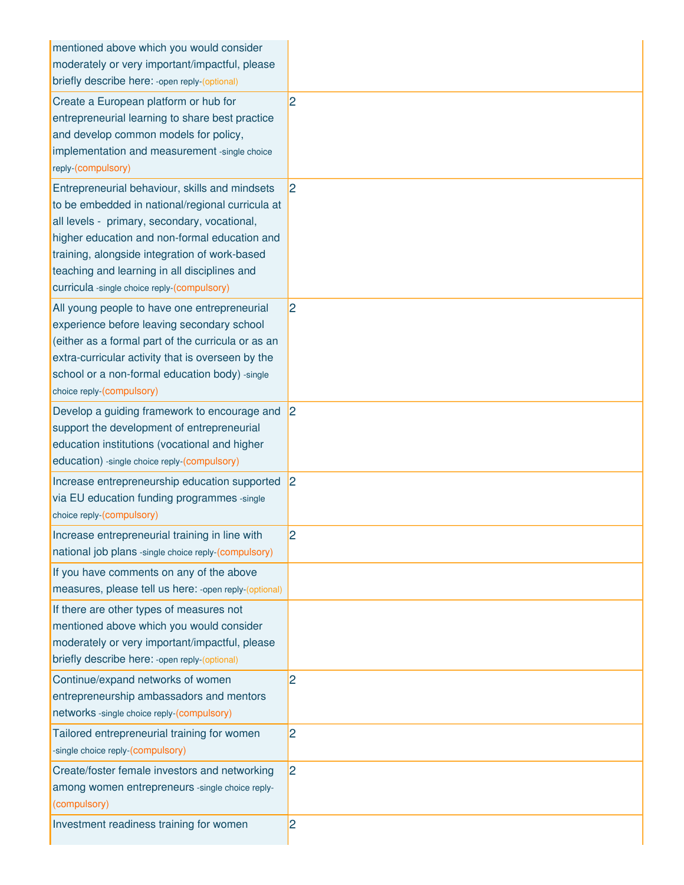| | |
|---|---|
| mentioned above which you would consider moderately or very important/impactful, please briefly describe here: -open reply-(optional) | |
| Create a European platform or hub for entrepreneurial learning to share best practice and develop common models for policy, implementation and measurement -single choice reply-(compulsory) | 2 |
| Entrepreneurial behaviour, skills and mindsets to be embedded in national/regional curricula at all levels - primary, secondary, vocational, higher education and non-formal education and training, alongside integration of work-based teaching and learning in all disciplines and curricula -single choice reply-(compulsory) | 2 |
| All young people to have one entrepreneurial experience before leaving secondary school (either as a formal part of the curricula or as an extra-curricular activity that is overseen by the school or a non-formal education body) -single choice reply-(compulsory) | 2 |
| Develop a guiding framework to encourage and support the development of entrepreneurial education institutions (vocational and higher education) -single choice reply-(compulsory) | 2 |
| Increase entrepreneurship education supported via EU education funding programmes -single choice reply-(compulsory) | 2 |
| Increase entrepreneurial training in line with national job plans -single choice reply-(compulsory) | 2 |
| If you have comments on any of the above measures, please tell us here: -open reply-(optional) | |
| If there are other types of measures not mentioned above which you would consider moderately or very important/impactful, please briefly describe here: -open reply-(optional) | |
| Continue/expand networks of women entrepreneurship ambassadors and mentors networks -single choice reply-(compulsory) | 2 |
| Tailored entrepreneurial training for women -single choice reply-(compulsory) | 2 |
| Create/foster female investors and networking among women entrepreneurs -single choice reply-(compulsory) | 2 |
| Investment readiness training for women | 2 |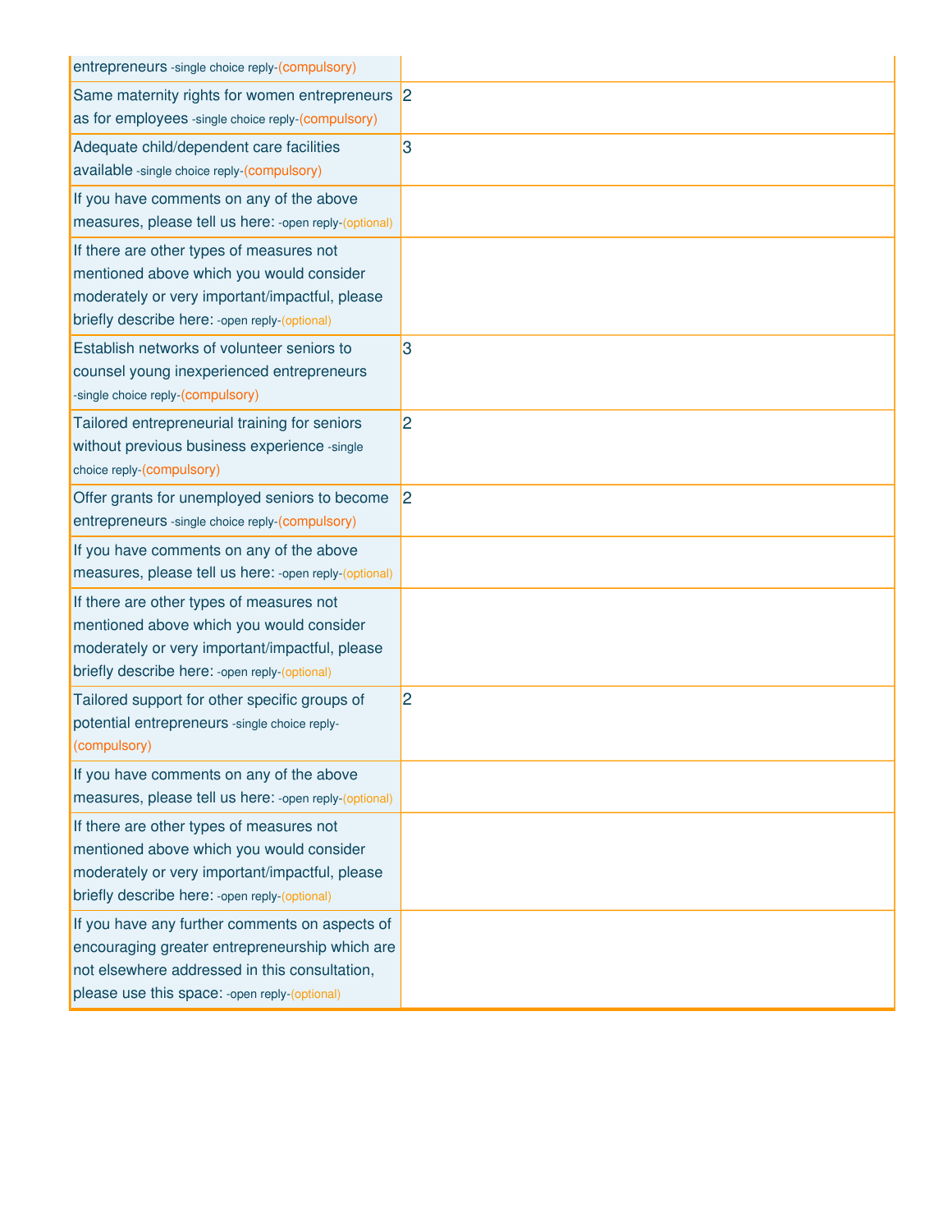| | |
|---|---|
| entrepreneurs -single choice reply-(compulsory) | |
| Same maternity rights for women entrepreneurs as for employees -single choice reply-(compulsory) | 2 |
| Adequate child/dependent care facilities available -single choice reply-(compulsory) | 3 |
| If you have comments on any of the above measures, please tell us here: -open reply-(optional) | |
| If there are other types of measures not mentioned above which you would consider moderately or very important/impactful, please briefly describe here: -open reply-(optional) | |
| Establish networks of volunteer seniors to counsel young inexperienced entrepreneurs -single choice reply-(compulsory) | 3 |
| Tailored entrepreneurial training for seniors without previous business experience -single choice reply-(compulsory) | 2 |
| Offer grants for unemployed seniors to become entrepreneurs -single choice reply-(compulsory) | 2 |
| If you have comments on any of the above measures, please tell us here: -open reply-(optional) | |
| If there are other types of measures not mentioned above which you would consider moderately or very important/impactful, please briefly describe here: -open reply-(optional) | |
| Tailored support for other specific groups of potential entrepreneurs -single choice reply-(compulsory) | 2 |
| If you have comments on any of the above measures, please tell us here: -open reply-(optional) | |
| If there are other types of measures not mentioned above which you would consider moderately or very important/impactful, please briefly describe here: -open reply-(optional) | |
| If you have any further comments on aspects of encouraging greater entrepreneurship which are not elsewhere addressed in this consultation, please use this space: -open reply-(optional) | |